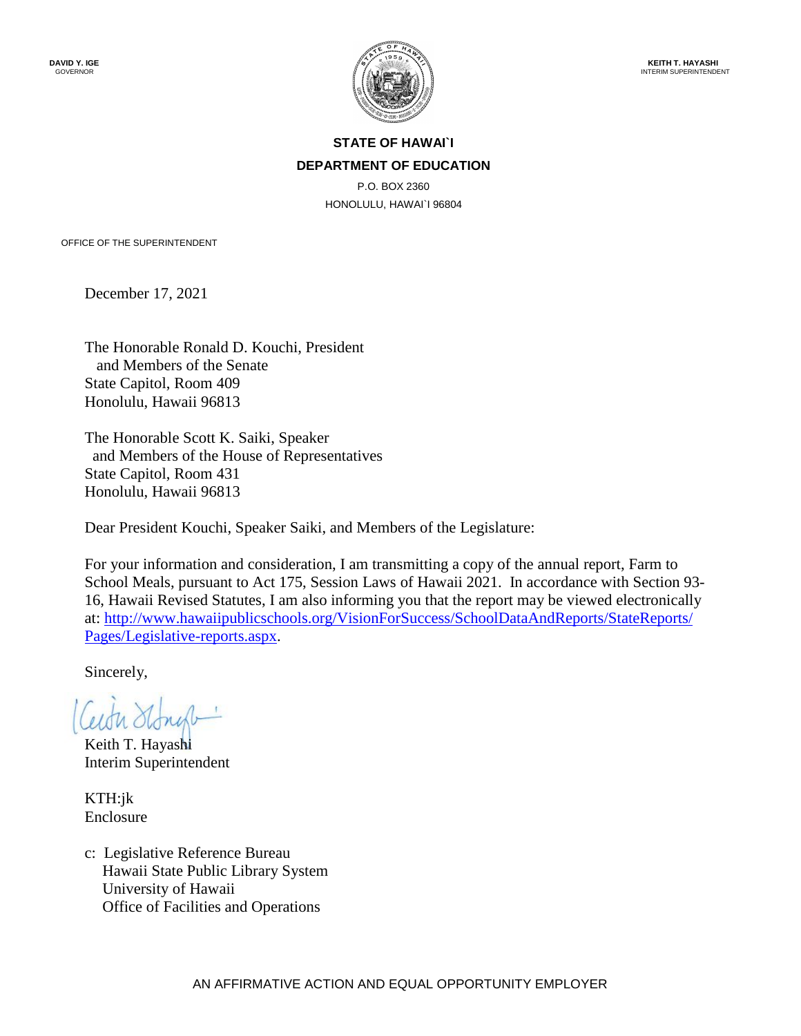**DAVID Y. IGE**
GOVERNOR

**KEITH T. HAYASHI**
INTERIM SUPERINTENDENT

**STATE OF HAWAI`I**
**DEPARTMENT OF EDUCATION**
P.O. BOX 2360
HONOLULU, HAWAI`I 96804

OFFICE OF THE SUPERINTENDENT

December 17, 2021

The Honorable Ronald D. Kouchi, President
and Members of the Senate
State Capitol, Room 409
Honolulu, Hawaii 96813

The Honorable Scott K. Saiki, Speaker
and Members of the House of Representatives
State Capitol, Room 431
Honolulu, Hawaii 96813

Dear President Kouchi, Speaker Saiki, and Members of the Legislature:

For your information and consideration, I am transmitting a copy of the annual report, Farm to School Meals, pursuant to Act 175, Session Laws of Hawaii 2021. In accordance with Section 93-16, Hawaii Revised Statutes, I am also informing you that the report may be viewed electronically at: [http://www.hawaiipublicschools.org/VisionForSuccess/SchoolDataAndReports/StateReports/Pages/Legislative-reports.aspx](http://www.hawaiipublicschools.org/VisionForSuccess/SchoolDataAndReports/StateReports/Pages/Legislative-reports.aspx).

Sincerely,

Keith T. Hayashi
Interim Superintendent

KTH:jk
Enclosure

c: Legislative Reference Bureau
Hawaii State Public Library System
University of Hawaii
Office of Facilities and Operations

AN AFFIRMATIVE ACTION AND EQUAL OPPORTUNITY EMPLOYER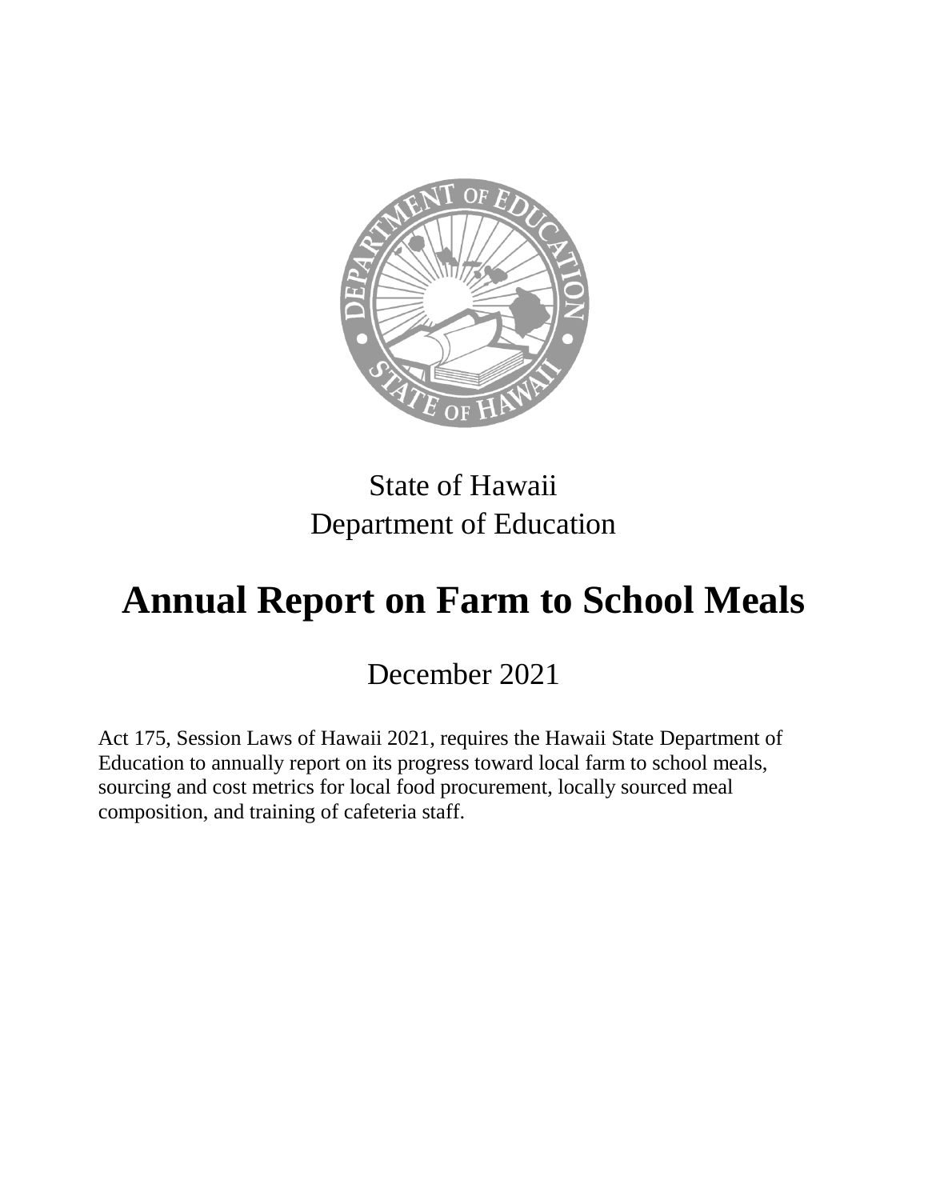State of Hawaii
Department of Education

# Annual Report on Farm to School Meals

December 2021

Act 175, Session Laws of Hawaii 2021, requires the Hawaii State Department of Education to annually report on its progress toward local farm to school meals, sourcing and cost metrics for local food procurement, locally sourced meal composition, and training of cafeteria staff.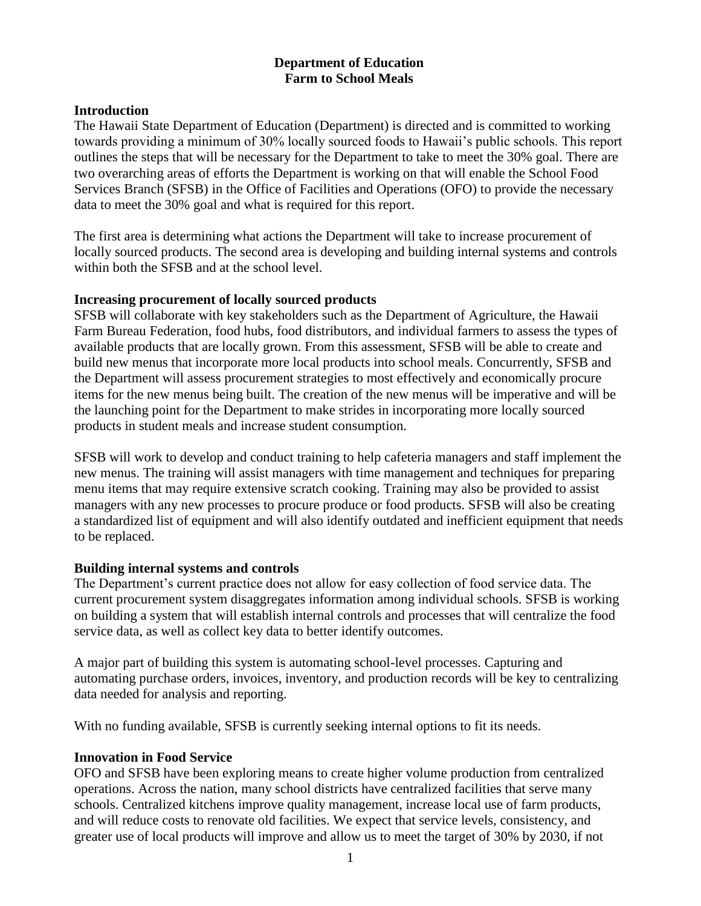# Department of Education
## Farm to School Meals

### Introduction

The Hawaii State Department of Education (Department) is directed and is committed to working towards providing a minimum of 30% locally sourced foods to Hawaii's public schools. This report outlines the steps that will be necessary for the Department to take to meet the 30% goal. There are two overarching areas of efforts the Department is working on that will enable the School Food Services Branch (SFSB) in the Office of Facilities and Operations (OFO) to provide the necessary data to meet the 30% goal and what is required for this report.

The first area is determining what actions the Department will take to increase procurement of locally sourced products. The second area is developing and building internal systems and controls within both the SFSB and at the school level.

### Increasing procurement of locally sourced products

SFSB will collaborate with key stakeholders such as the Department of Agriculture, the Hawaii Farm Bureau Federation, food hubs, food distributors, and individual farmers to assess the types of available products that are locally grown. From this assessment, SFSB will be able to create and build new menus that incorporate more local products into school meals. Concurrently, SFSB and the Department will assess procurement strategies to most effectively and economically procure items for the new menus being built. The creation of the new menus will be imperative and will be the launching point for the Department to make strides in incorporating more locally sourced products in student meals and increase student consumption.

SFSB will work to develop and conduct training to help cafeteria managers and staff implement the new menus. The training will assist managers with time management and techniques for preparing menu items that may require extensive scratch cooking. Training may also be provided to assist managers with any new processes to procure produce or food products. SFSB will also be creating a standardized list of equipment and will also identify outdated and inefficient equipment that needs to be replaced.

### Building internal systems and controls

The Department's current practice does not allow for easy collection of food service data. The current procurement system disaggregates information among individual schools. SFSB is working on building a system that will establish internal controls and processes that will centralize the food service data, as well as collect key data to better identify outcomes.

A major part of building this system is automating school-level processes. Capturing and automating purchase orders, invoices, inventory, and production records will be key to centralizing data needed for analysis and reporting.

With no funding available, SFSB is currently seeking internal options to fit its needs.

### Innovation in Food Service

OFO and SFSB have been exploring means to create higher volume production from centralized operations. Across the nation, many school districts have centralized facilities that serve many schools. Centralized kitchens improve quality management, increase local use of farm products, and will reduce costs to renovate old facilities. We expect that service levels, consistency, and greater use of local products will improve and allow us to meet the target of 30% by 2030, if not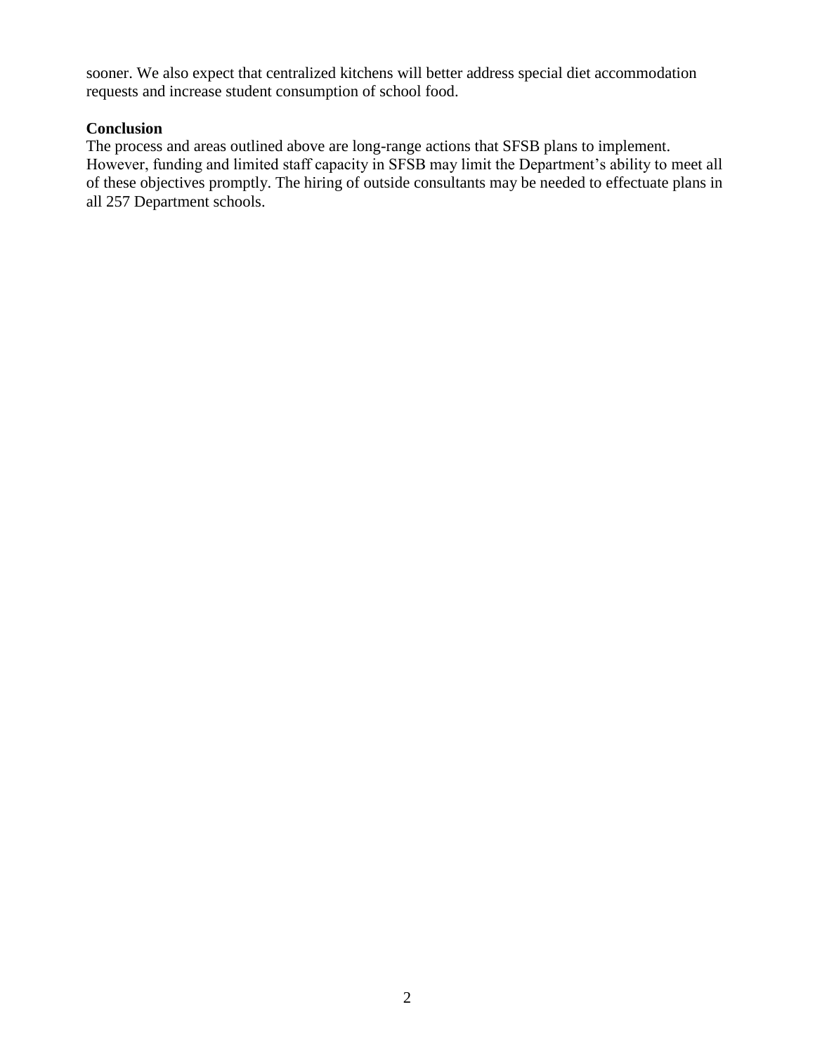sooner. We also expect that centralized kitchens will better address special diet accommodation requests and increase student consumption of school food.

**Conclusion**

The process and areas outlined above are long-range actions that SFSB plans to implement. However, funding and limited staff capacity in SFSB may limit the Department's ability to meet all of these objectives promptly. The hiring of outside consultants may be needed to effectuate plans in all 257 Department schools.